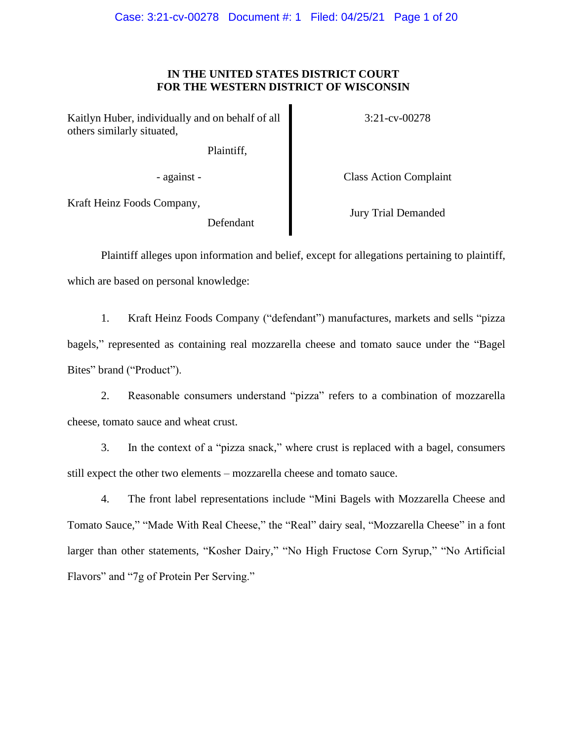**IN THE UNITED STATES DISTRICT COURT**
**FOR THE WESTERN DISTRICT OF WISCONSIN**

| | |
|---|---|
| Kaitlyn Huber, individually and on behalf of all others similarly situated, | 3:21-cv-00278 |
| Plaintiff, | |
| - against - | Class Action Complaint |
| Kraft Heinz Foods Company, | Jury Trial Demanded |
| Defendant | |

Plaintiff alleges upon information and belief, except for allegations pertaining to plaintiff, which are based on personal knowledge:

1. Kraft Heinz Foods Company ("defendant") manufactures, markets and sells "pizza bagels," represented as containing real mozzarella cheese and tomato sauce under the "Bagel Bites" brand ("Product").

2. Reasonable consumers understand "pizza" refers to a combination of mozzarella cheese, tomato sauce and wheat crust.

3. In the context of a "pizza snack," where crust is replaced with a bagel, consumers still expect the other two elements – mozzarella cheese and tomato sauce.

4. The front label representations include "Mini Bagels with Mozzarella Cheese and Tomato Sauce," "Made With Real Cheese," the "Real" dairy seal, "Mozzarella Cheese" in a font larger than other statements, "Kosher Dairy," "No High Fructose Corn Syrup," "No Artificial Flavors" and "7g of Protein Per Serving."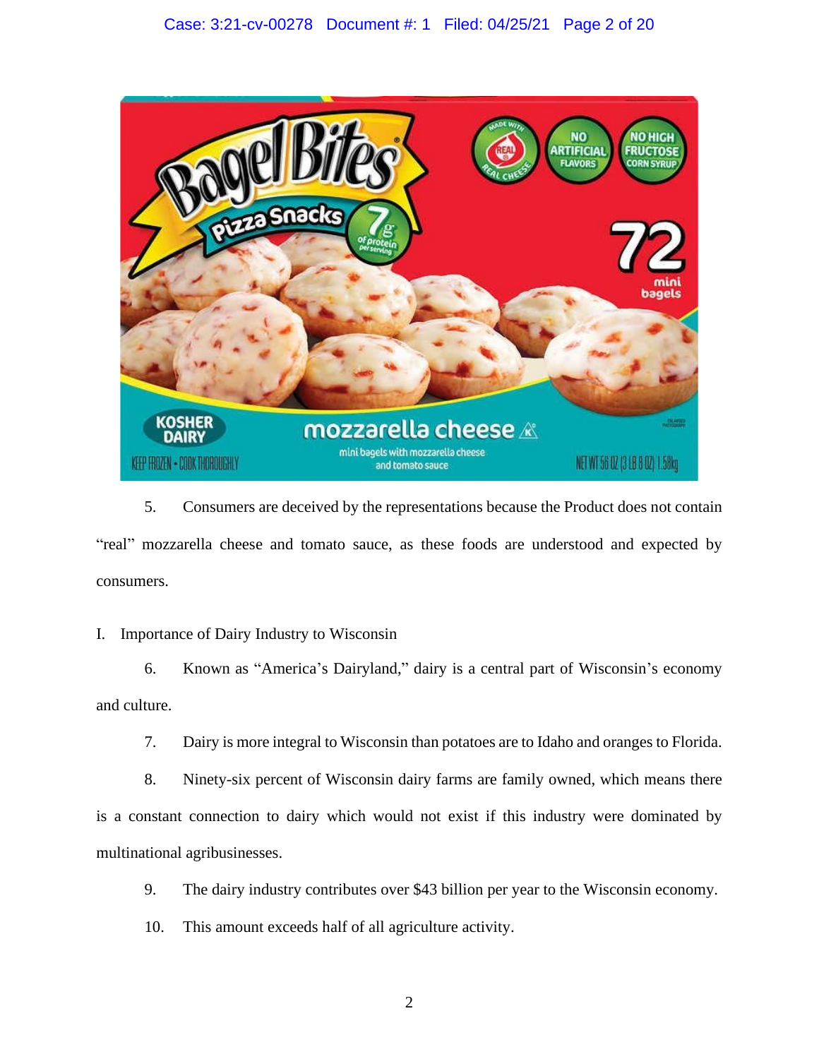5. Consumers are deceived by the representations because the Product does not contain "real" mozzarella cheese and tomato sauce, as these foods are understood and expected by consumers.

I. Importance of Dairy Industry to Wisconsin

6. Known as "America's Dairyland," dairy is a central part of Wisconsin's economy and culture.

7. Dairy is more integral to Wisconsin than potatoes are to Idaho and oranges to Florida.

8. Ninety-six percent of Wisconsin dairy farms are family owned, which means there is a constant connection to dairy which would not exist if this industry were dominated by multinational agribusinesses.

9. The dairy industry contributes over $43 billion per year to the Wisconsin economy.

10. This amount exceeds half of all agriculture activity.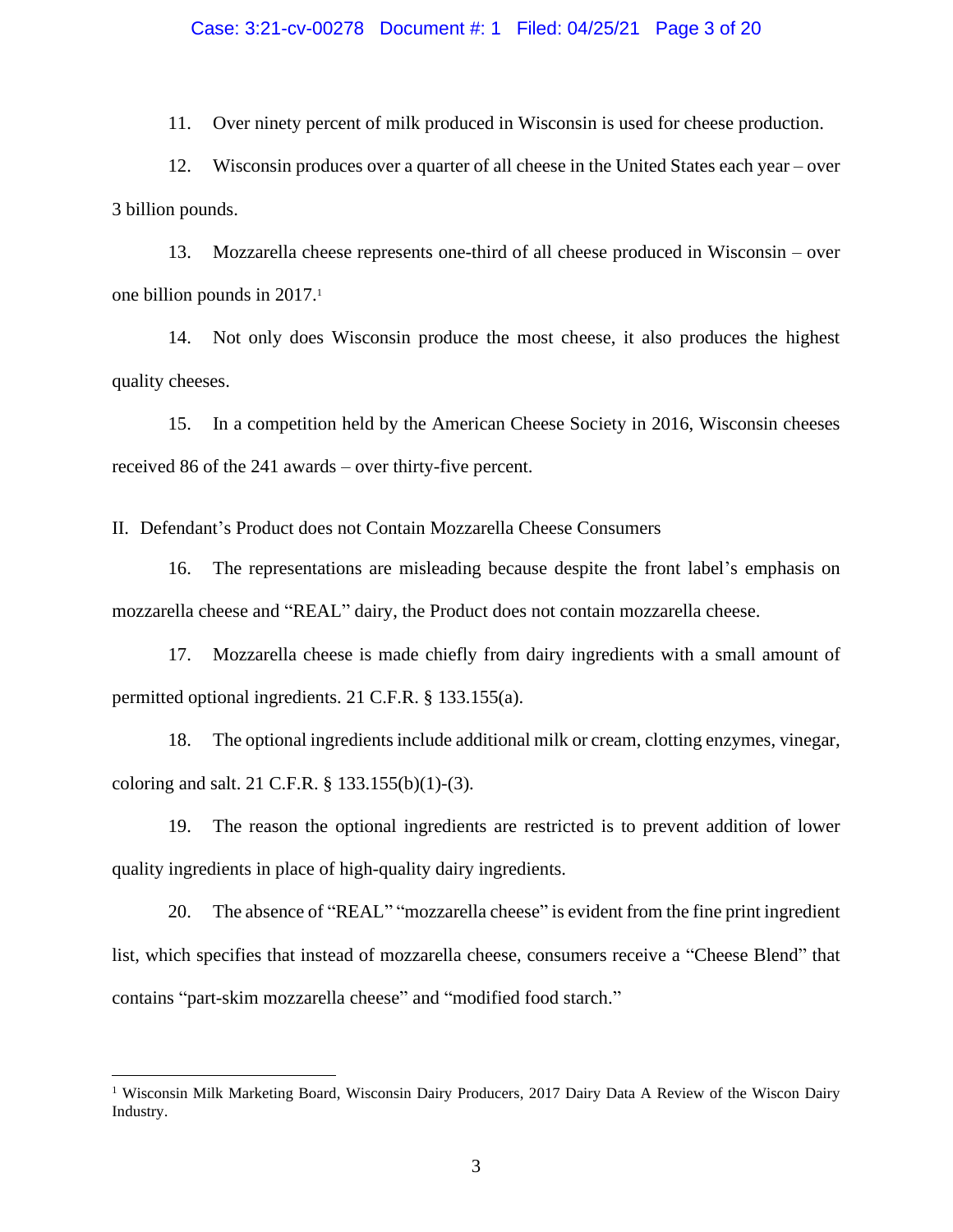11. Over ninety percent of milk produced in Wisconsin is used for cheese production.

12. Wisconsin produces over a quarter of all cheese in the United States each year – over 3 billion pounds.

13. Mozzarella cheese represents one-third of all cheese produced in Wisconsin – over one billion pounds in 2017.[1]

14. Not only does Wisconsin produce the most cheese, it also produces the highest quality cheeses.

15. In a competition held by the American Cheese Society in 2016, Wisconsin cheeses received 86 of the 241 awards – over thirty-five percent.

II. Defendant's Product does not Contain Mozzarella Cheese Consumers

16. The representations are misleading because despite the front label's emphasis on mozzarella cheese and "REAL" dairy, the Product does not contain mozzarella cheese.

17. Mozzarella cheese is made chiefly from dairy ingredients with a small amount of permitted optional ingredients. 21 C.F.R. § 133.155(a).

18. The optional ingredients include additional milk or cream, clotting enzymes, vinegar, coloring and salt. 21 C.F.R. § 133.155(b)(1)-(3).

19. The reason the optional ingredients are restricted is to prevent addition of lower quality ingredients in place of high-quality dairy ingredients.

20. The absence of "REAL" "mozzarella cheese" is evident from the fine print ingredient list, which specifies that instead of mozzarella cheese, consumers receive a "Cheese Blend" that contains "part-skim mozzarella cheese" and "modified food starch."

---

[1] Wisconsin Milk Marketing Board, Wisconsin Dairy Producers, 2017 Dairy Data A Review of the Wiscon Dairy Industry.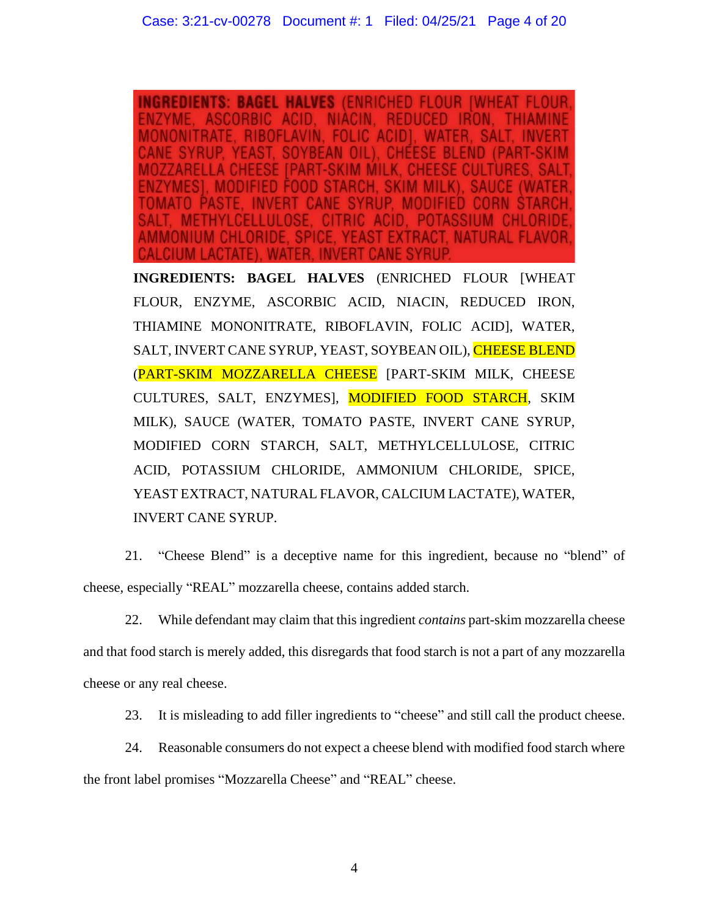INGREDIENTS: BAGEL HALVES (ENRICHED FLOUR [WHEAT FLOUR, ENZYME, ASCORBIC ACID, NIACIN, REDUCED IRON, THIAMINE MONONITRATE, RIBOFLAVIN, FOLIC ACID], WATER, SALT, INVERT CANE SYRUP, YEAST, SOYBEAN OIL), CHEESE BLEND (PART-SKIM MOZZARELLA CHEESE [PART-SKIM MILK, CHEESE CULTURES, SALT, ENZYMES], MODIFIED FOOD STARCH, SKIM MILK), SAUCE (WATER, TOMATO PASTE, INVERT CANE SYRUP, MODIFIED CORN STARCH, SALT, METHYLCELLULOSE, CITRIC ACID, POTASSIUM CHLORIDE, AMMONIUM CHLORIDE, SPICE, YEAST EXTRACT, NATURAL FLAVOR, CALCIUM LACTATE), WATER, INVERT CANE SYRUP.

**INGREDIENTS: BAGEL HALVES** (ENRICHED FLOUR [WHEAT FLOUR, ENZYME, ASCORBIC ACID, NIACIN, REDUCED IRON, THIAMINE MONONITRATE, RIBOFLAVIN, FOLIC ACID], WATER, SALT, INVERT CANE SYRUP, YEAST, SOYBEAN OIL), CHEESE BLEND (PART-SKIM MOZZARELLA CHEESE [PART-SKIM MILK, CHEESE CULTURES, SALT, ENZYMES], MODIFIED FOOD STARCH, SKIM MILK), SAUCE (WATER, TOMATO PASTE, INVERT CANE SYRUP, MODIFIED CORN STARCH, SALT, METHYLCELLULOSE, CITRIC ACID, POTASSIUM CHLORIDE, AMMONIUM CHLORIDE, SPICE, YEAST EXTRACT, NATURAL FLAVOR, CALCIUM LACTATE), WATER, INVERT CANE SYRUP.

21. "Cheese Blend" is a deceptive name for this ingredient, because no "blend" of cheese, especially "REAL" mozzarella cheese, contains added starch.

22. While defendant may claim that this ingredient *contains* part-skim mozzarella cheese and that food starch is merely added, this disregards that food starch is not a part of any mozzarella cheese or any real cheese.

23. It is misleading to add filler ingredients to "cheese" and still call the product cheese.

24. Reasonable consumers do not expect a cheese blend with modified food starch where the front label promises "Mozzarella Cheese" and "REAL" cheese.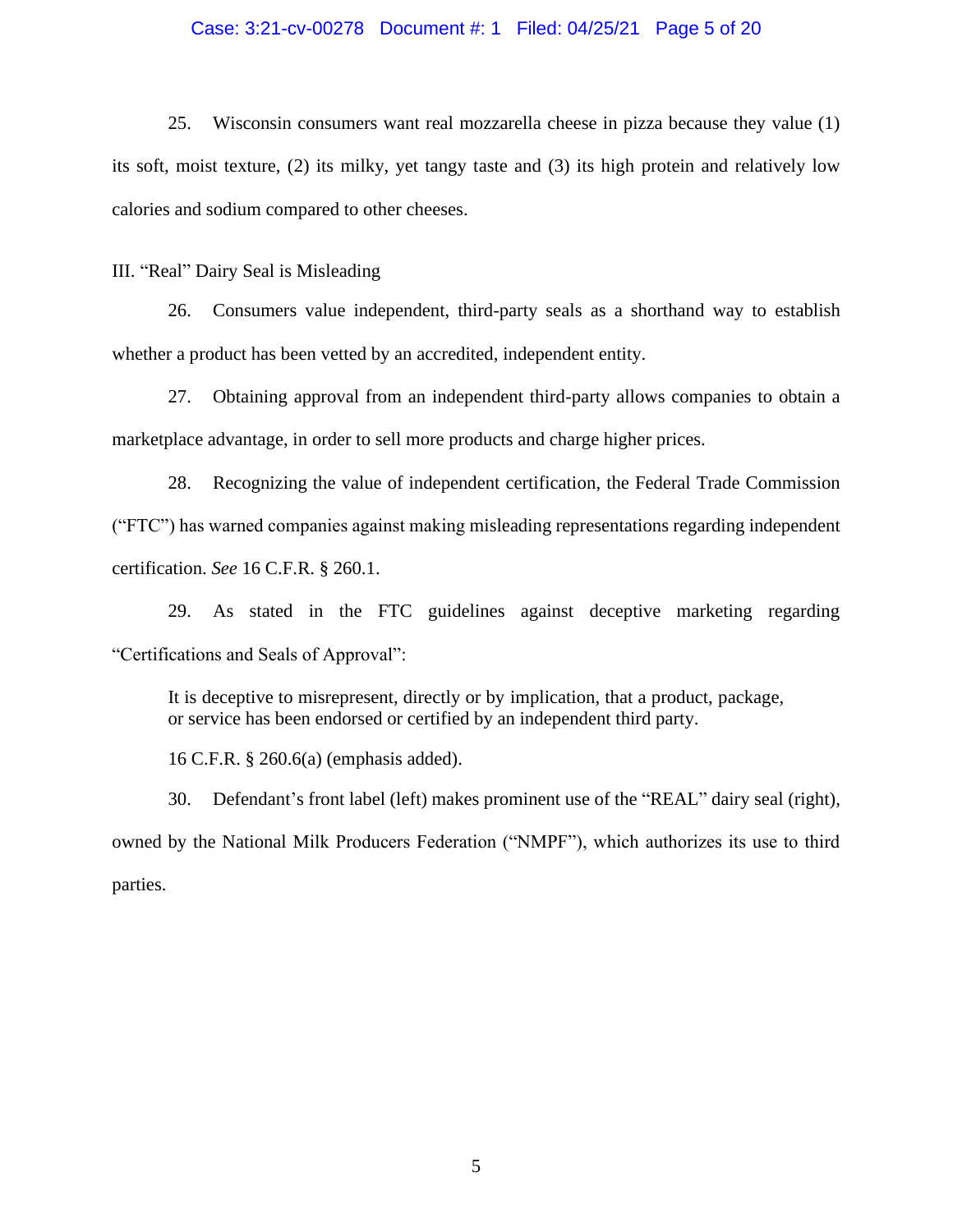25. Wisconsin consumers want real mozzarella cheese in pizza because they value (1) its soft, moist texture, (2) its milky, yet tangy taste and (3) its high protein and relatively low calories and sodium compared to other cheeses.

III. "Real" Dairy Seal is Misleading

26. Consumers value independent, third-party seals as a shorthand way to establish whether a product has been vetted by an accredited, independent entity.

27. Obtaining approval from an independent third-party allows companies to obtain a marketplace advantage, in order to sell more products and charge higher prices.

28. Recognizing the value of independent certification, the Federal Trade Commission ("FTC") has warned companies against making misleading representations regarding independent certification. *See* 16 C.F.R. § 260.1.

29. As stated in the FTC guidelines against deceptive marketing regarding "Certifications and Seals of Approval":

> It is deceptive to misrepresent, directly or by implication, that a product, package, or service has been endorsed or certified by an independent third party.
>
> 16 C.F.R. § 260.6(a) (emphasis added).

30. Defendant's front label (left) makes prominent use of the "REAL" dairy seal (right), owned by the National Milk Producers Federation ("NMPF"), which authorizes its use to third parties.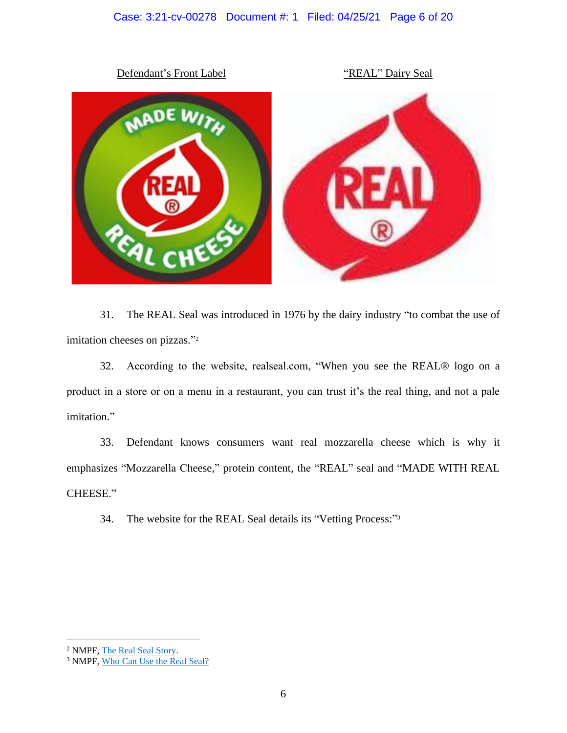<u>Defendant's Front Label</u>

<u>"REAL" Dairy Seal</u>

31. The REAL Seal was introduced in 1976 by the dairy industry "to combat the use of imitation cheeses on pizzas."[2]

32. According to the website, realseal.com, "When you see the REAL® logo on a product in a store or on a menu in a restaurant, you can trust it's the real thing, and not a pale imitation."

33. Defendant knows consumers want real mozzarella cheese which is why it emphasizes "Mozzarella Cheese," protein content, the "REAL" seal and "MADE WITH REAL CHEESE."

34. The website for the REAL Seal details its "Vetting Process:"[3]

---

[2] NMPF, The Real Seal Story.

[3] NMPF, Who Can Use the Real Seal?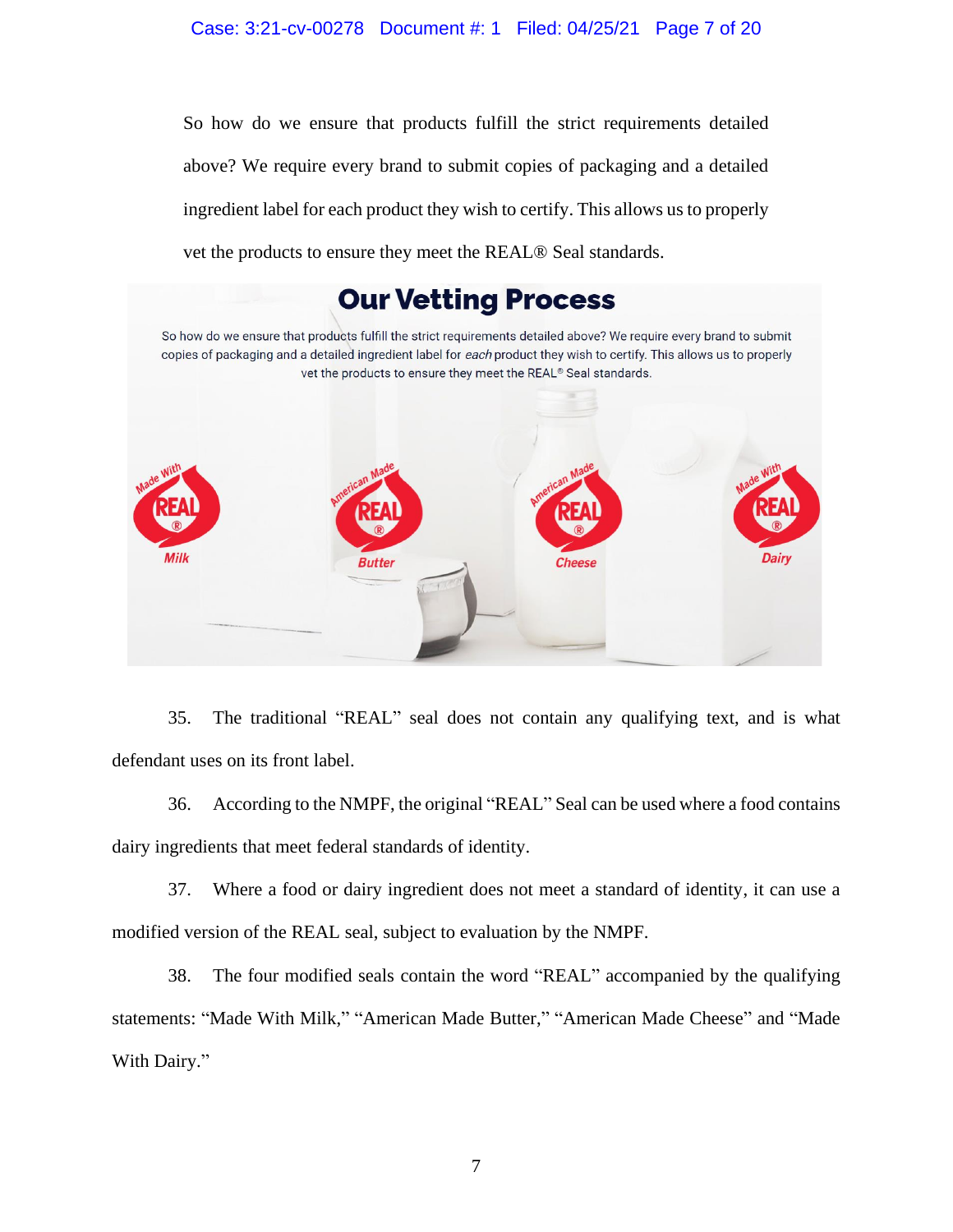So how do we ensure that products fulfill the strict requirements detailed above? We require every brand to submit copies of packaging and a detailed ingredient label for each product they wish to certify. This allows us to properly vet the products to ensure they meet the REAL® Seal standards.

## Our Vetting Process

So how do we ensure that products fulfill the strict requirements detailed above? We require every brand to submit copies of packaging and a detailed ingredient label for *each* product they wish to certify. This allows us to properly vet the products to ensure they meet the REAL® Seal standards.

Made With REAL® Milk | American Made REAL® Butter | American Made REAL® Cheese | Made With REAL® Dairy

35. The traditional "REAL" seal does not contain any qualifying text, and is what defendant uses on its front label.

36. According to the NMPF, the original "REAL" Seal can be used where a food contains dairy ingredients that meet federal standards of identity.

37. Where a food or dairy ingredient does not meet a standard of identity, it can use a modified version of the REAL seal, subject to evaluation by the NMPF.

38. The four modified seals contain the word "REAL" accompanied by the qualifying statements: "Made With Milk," "American Made Butter," "American Made Cheese" and "Made With Dairy."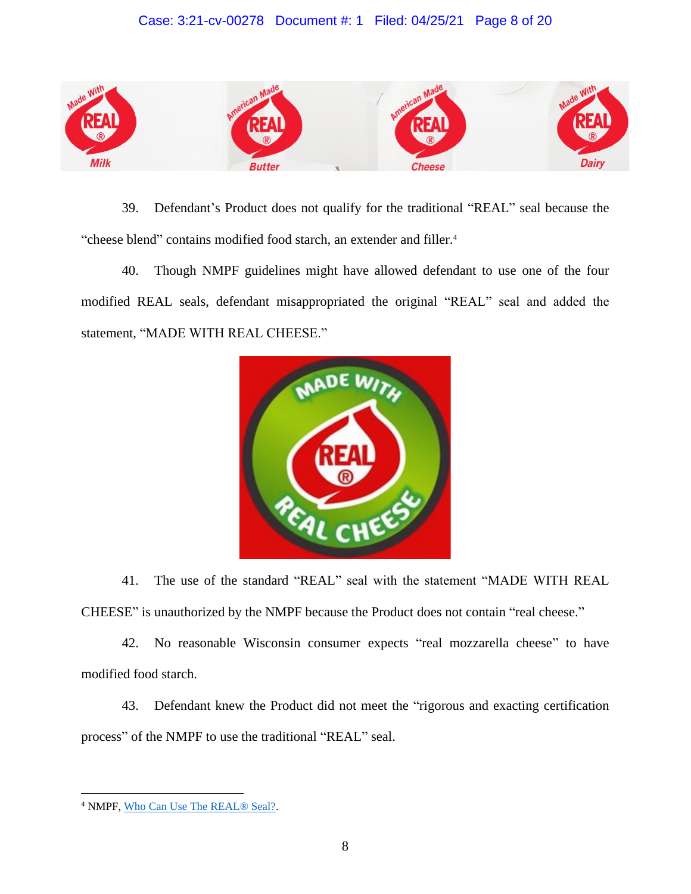39. Defendant's Product does not qualify for the traditional "REAL" seal because the "cheese blend" contains modified food starch, an extender and filler.[4]

40. Though NMPF guidelines might have allowed defendant to use one of the four modified REAL seals, defendant misappropriated the original "REAL" seal and added the statement, "MADE WITH REAL CHEESE."

41. The use of the standard "REAL" seal with the statement "MADE WITH REAL CHEESE" is unauthorized by the NMPF because the Product does not contain "real cheese."

42. No reasonable Wisconsin consumer expects "real mozzarella cheese" to have modified food starch.

43. Defendant knew the Product did not meet the "rigorous and exacting certification process" of the NMPF to use the traditional "REAL" seal.

---

[4] NMPF, Who Can Use The REAL® Seal?.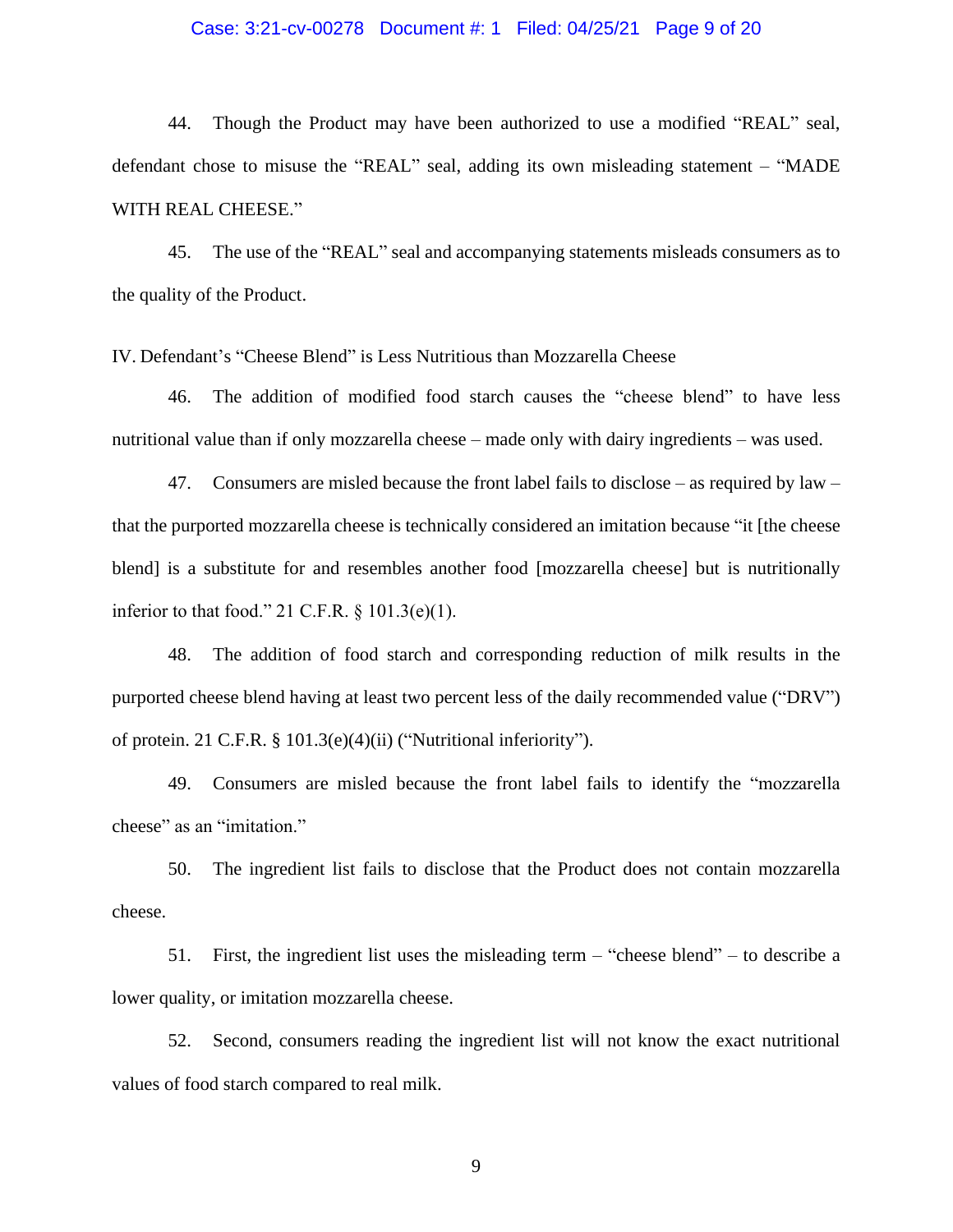44. Though the Product may have been authorized to use a modified "REAL" seal, defendant chose to misuse the "REAL" seal, adding its own misleading statement – "MADE WITH REAL CHEESE."

45. The use of the "REAL" seal and accompanying statements misleads consumers as to the quality of the Product.

IV. Defendant's "Cheese Blend" is Less Nutritious than Mozzarella Cheese

46. The addition of modified food starch causes the "cheese blend" to have less nutritional value than if only mozzarella cheese – made only with dairy ingredients – was used.

47. Consumers are misled because the front label fails to disclose – as required by law – that the purported mozzarella cheese is technically considered an imitation because "it [the cheese blend] is a substitute for and resembles another food [mozzarella cheese] but is nutritionally inferior to that food." 21 C.F.R. § 101.3(e)(1).

48. The addition of food starch and corresponding reduction of milk results in the purported cheese blend having at least two percent less of the daily recommended value ("DRV") of protein. 21 C.F.R. § 101.3(e)(4)(ii) ("Nutritional inferiority").

49. Consumers are misled because the front label fails to identify the "mozzarella cheese" as an "imitation."

50. The ingredient list fails to disclose that the Product does not contain mozzarella cheese.

51. First, the ingredient list uses the misleading term – "cheese blend" – to describe a lower quality, or imitation mozzarella cheese.

52. Second, consumers reading the ingredient list will not know the exact nutritional values of food starch compared to real milk.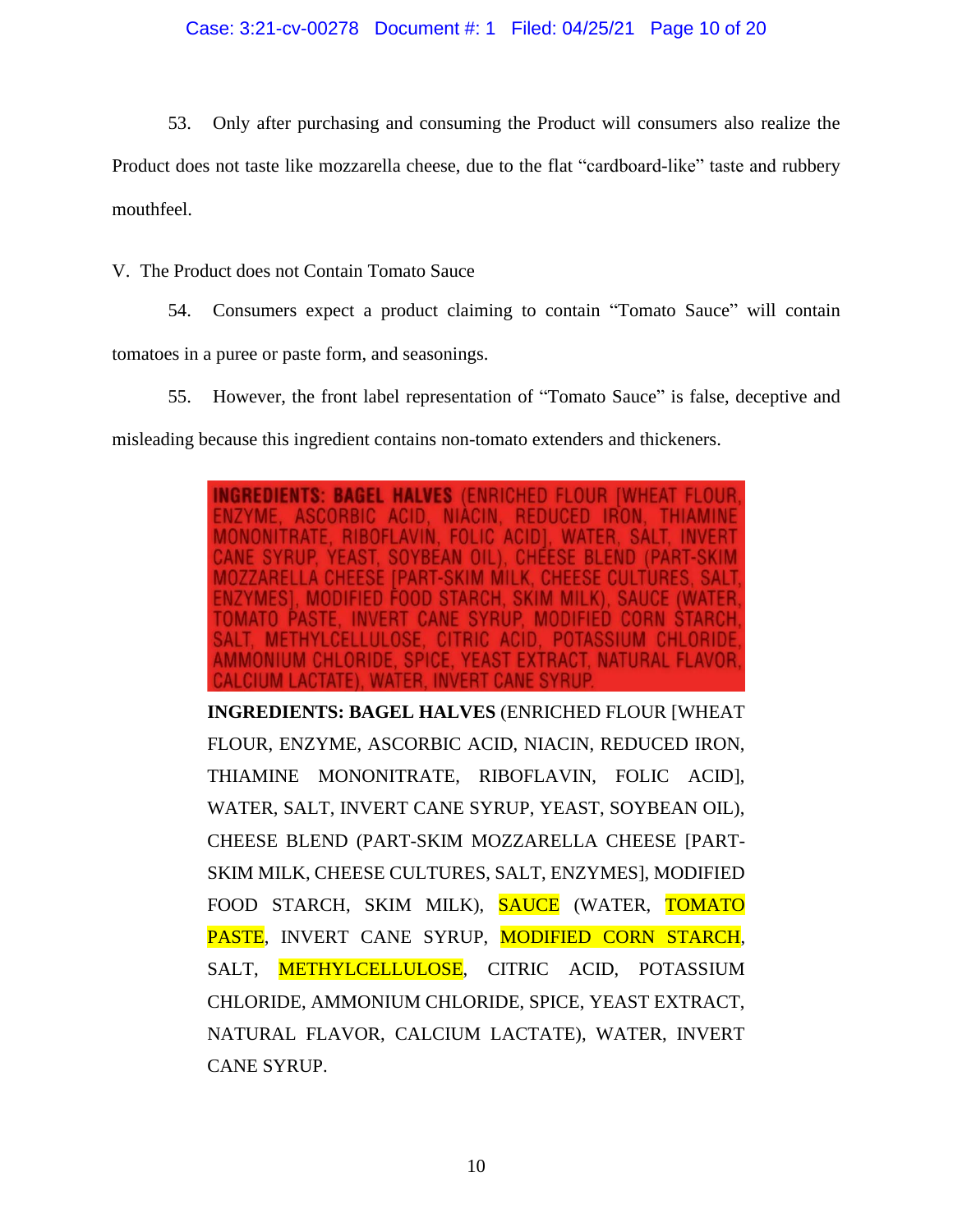53. Only after purchasing and consuming the Product will consumers also realize the Product does not taste like mozzarella cheese, due to the flat "cardboard-like" taste and rubbery mouthfeel.

V. The Product does not Contain Tomato Sauce

54. Consumers expect a product claiming to contain "Tomato Sauce" will contain tomatoes in a puree or paste form, and seasonings.

55. However, the front label representation of "Tomato Sauce" is false, deceptive and misleading because this ingredient contains non-tomato extenders and thickeners.

**INGREDIENTS: BAGEL HALVES** (ENRICHED FLOUR [WHEAT FLOUR, ENZYME, ASCORBIC ACID, NIACIN, REDUCED IRON, THIAMINE MONONITRATE, RIBOFLAVIN, FOLIC ACID], WATER, SALT, INVERT CANE SYRUP, YEAST, SOYBEAN OIL), CHEESE BLEND (PART-SKIM MOZZARELLA CHEESE [PART-SKIM MILK, CHEESE CULTURES, SALT, ENZYMES], MODIFIED FOOD STARCH, SKIM MILK), SAUCE (WATER, TOMATO PASTE, INVERT CANE SYRUP, MODIFIED CORN STARCH, SALT, METHYLCELLULOSE, CITRIC ACID, POTASSIUM CHLORIDE, AMMONIUM CHLORIDE, SPICE, YEAST EXTRACT, NATURAL FLAVOR, CALCIUM LACTATE), WATER, INVERT CANE SYRUP.

**INGREDIENTS: BAGEL HALVES** (ENRICHED FLOUR [WHEAT FLOUR, ENZYME, ASCORBIC ACID, NIACIN, REDUCED IRON, THIAMINE MONONITRATE, RIBOFLAVIN, FOLIC ACID], WATER, SALT, INVERT CANE SYRUP, YEAST, SOYBEAN OIL), CHEESE BLEND (PART-SKIM MOZZARELLA CHEESE [PART-SKIM MILK, CHEESE CULTURES, SALT, ENZYMES], MODIFIED FOOD STARCH, SKIM MILK), SAUCE (WATER, TOMATO PASTE, INVERT CANE SYRUP, MODIFIED CORN STARCH, SALT, METHYLCELLULOSE, CITRIC ACID, POTASSIUM CHLORIDE, AMMONIUM CHLORIDE, SPICE, YEAST EXTRACT, NATURAL FLAVOR, CALCIUM LACTATE), WATER, INVERT CANE SYRUP.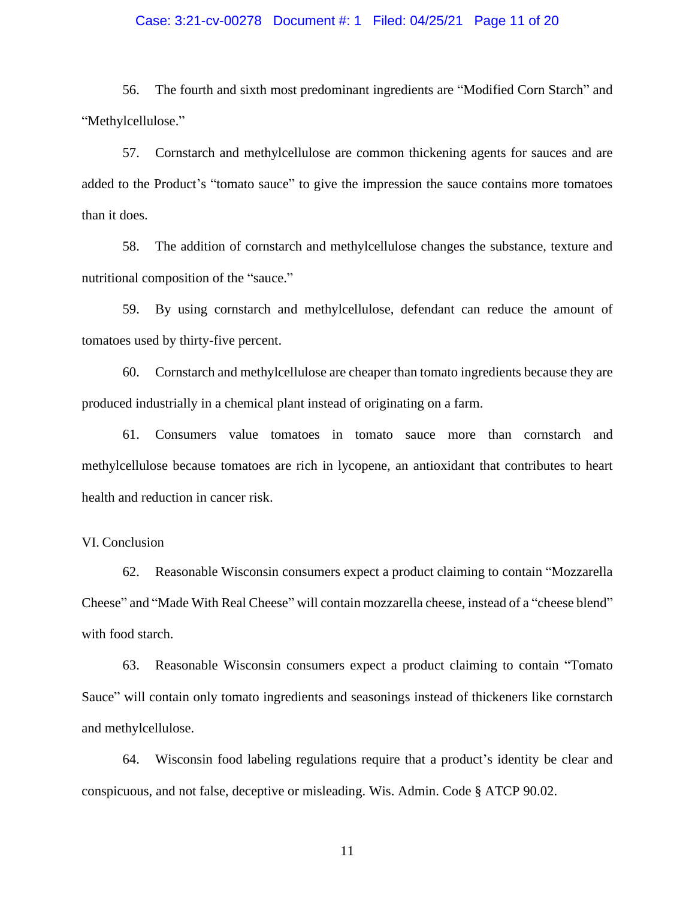56. The fourth and sixth most predominant ingredients are "Modified Corn Starch" and "Methylcellulose."

57. Cornstarch and methylcellulose are common thickening agents for sauces and are added to the Product's "tomato sauce" to give the impression the sauce contains more tomatoes than it does.

58. The addition of cornstarch and methylcellulose changes the substance, texture and nutritional composition of the "sauce."

59. By using cornstarch and methylcellulose, defendant can reduce the amount of tomatoes used by thirty-five percent.

60. Cornstarch and methylcellulose are cheaper than tomato ingredients because they are produced industrially in a chemical plant instead of originating on a farm.

61. Consumers value tomatoes in tomato sauce more than cornstarch and methylcellulose because tomatoes are rich in lycopene, an antioxidant that contributes to heart health and reduction in cancer risk.

VI. Conclusion

62. Reasonable Wisconsin consumers expect a product claiming to contain "Mozzarella Cheese" and "Made With Real Cheese" will contain mozzarella cheese, instead of a "cheese blend" with food starch.

63. Reasonable Wisconsin consumers expect a product claiming to contain "Tomato Sauce" will contain only tomato ingredients and seasonings instead of thickeners like cornstarch and methylcellulose.

64. Wisconsin food labeling regulations require that a product's identity be clear and conspicuous, and not false, deceptive or misleading. Wis. Admin. Code § ATCP 90.02.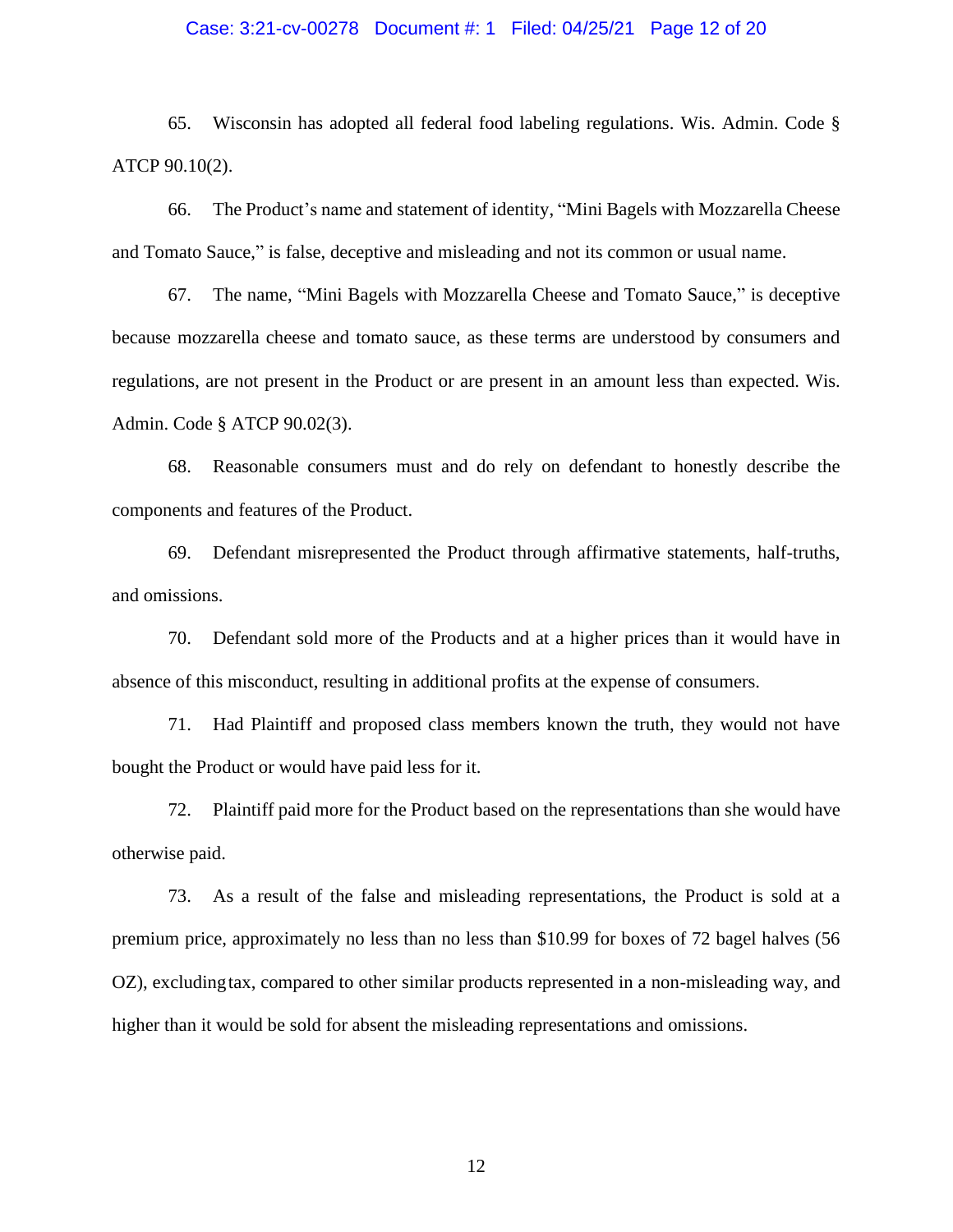65. Wisconsin has adopted all federal food labeling regulations. Wis. Admin. Code § ATCP 90.10(2).

66. The Product's name and statement of identity, "Mini Bagels with Mozzarella Cheese and Tomato Sauce," is false, deceptive and misleading and not its common or usual name.

67. The name, "Mini Bagels with Mozzarella Cheese and Tomato Sauce," is deceptive because mozzarella cheese and tomato sauce, as these terms are understood by consumers and regulations, are not present in the Product or are present in an amount less than expected. Wis. Admin. Code § ATCP 90.02(3).

68. Reasonable consumers must and do rely on defendant to honestly describe the components and features of the Product.

69. Defendant misrepresented the Product through affirmative statements, half-truths, and omissions.

70. Defendant sold more of the Products and at a higher prices than it would have in absence of this misconduct, resulting in additional profits at the expense of consumers.

71. Had Plaintiff and proposed class members known the truth, they would not have bought the Product or would have paid less for it.

72. Plaintiff paid more for the Product based on the representations than she would have otherwise paid.

73. As a result of the false and misleading representations, the Product is sold at a premium price, approximately no less than no less than $10.99 for boxes of 72 bagel halves (56 OZ), excluding tax, compared to other similar products represented in a non-misleading way, and higher than it would be sold for absent the misleading representations and omissions.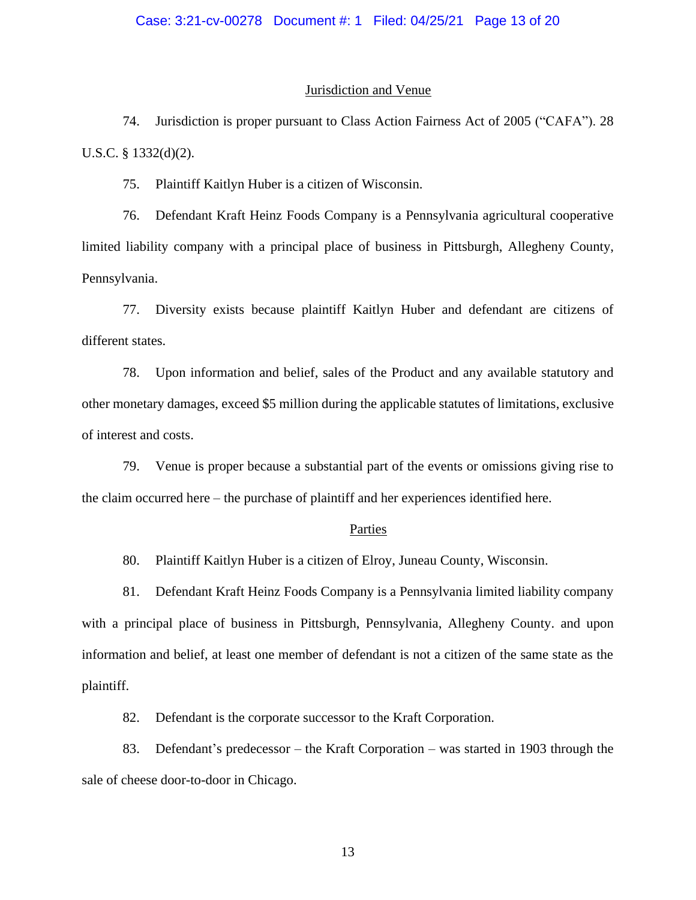## Jurisdiction and Venue

74. Jurisdiction is proper pursuant to Class Action Fairness Act of 2005 ("CAFA"). 28 U.S.C. § 1332(d)(2).

75. Plaintiff Kaitlyn Huber is a citizen of Wisconsin.

76. Defendant Kraft Heinz Foods Company is a Pennsylvania agricultural cooperative limited liability company with a principal place of business in Pittsburgh, Allegheny County, Pennsylvania.

77. Diversity exists because plaintiff Kaitlyn Huber and defendant are citizens of different states.

78. Upon information and belief, sales of the Product and any available statutory and other monetary damages, exceed $5 million during the applicable statutes of limitations, exclusive of interest and costs.

79. Venue is proper because a substantial part of the events or omissions giving rise to the claim occurred here – the purchase of plaintiff and her experiences identified here.

## Parties

80. Plaintiff Kaitlyn Huber is a citizen of Elroy, Juneau County, Wisconsin.

81. Defendant Kraft Heinz Foods Company is a Pennsylvania limited liability company with a principal place of business in Pittsburgh, Pennsylvania, Allegheny County. and upon information and belief, at least one member of defendant is not a citizen of the same state as the plaintiff.

82. Defendant is the corporate successor to the Kraft Corporation.

83. Defendant's predecessor – the Kraft Corporation – was started in 1903 through the sale of cheese door-to-door in Chicago.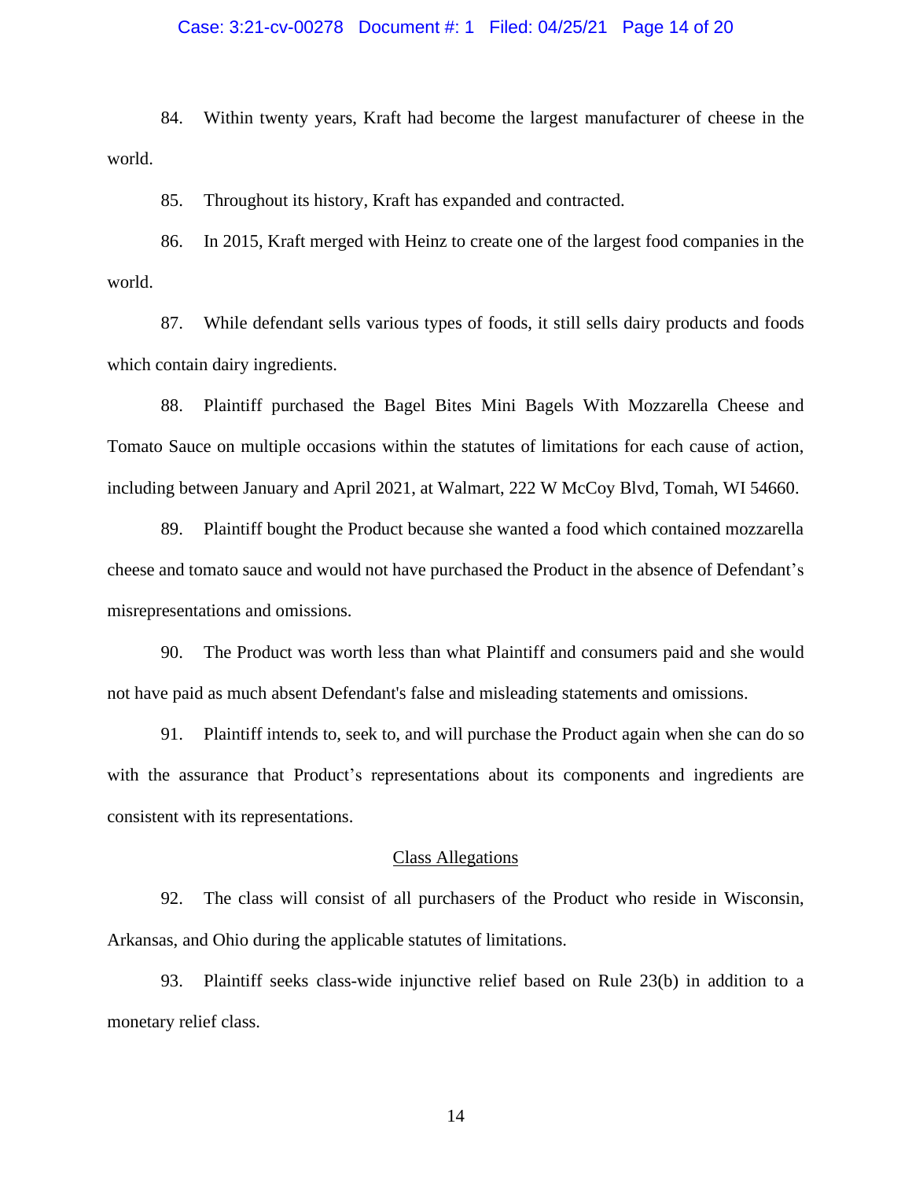84. Within twenty years, Kraft had become the largest manufacturer of cheese in the world.

85. Throughout its history, Kraft has expanded and contracted.

86. In 2015, Kraft merged with Heinz to create one of the largest food companies in the world.

87. While defendant sells various types of foods, it still sells dairy products and foods which contain dairy ingredients.

88. Plaintiff purchased the Bagel Bites Mini Bagels With Mozzarella Cheese and Tomato Sauce on multiple occasions within the statutes of limitations for each cause of action, including between January and April 2021, at Walmart, 222 W McCoy Blvd, Tomah, WI 54660.

89. Plaintiff bought the Product because she wanted a food which contained mozzarella cheese and tomato sauce and would not have purchased the Product in the absence of Defendant's misrepresentations and omissions.

90. The Product was worth less than what Plaintiff and consumers paid and she would not have paid as much absent Defendant's false and misleading statements and omissions.

91. Plaintiff intends to, seek to, and will purchase the Product again when she can do so with the assurance that Product's representations about its components and ingredients are consistent with its representations.

## Class Allegations

92. The class will consist of all purchasers of the Product who reside in Wisconsin, Arkansas, and Ohio during the applicable statutes of limitations.

93. Plaintiff seeks class-wide injunctive relief based on Rule 23(b) in addition to a monetary relief class.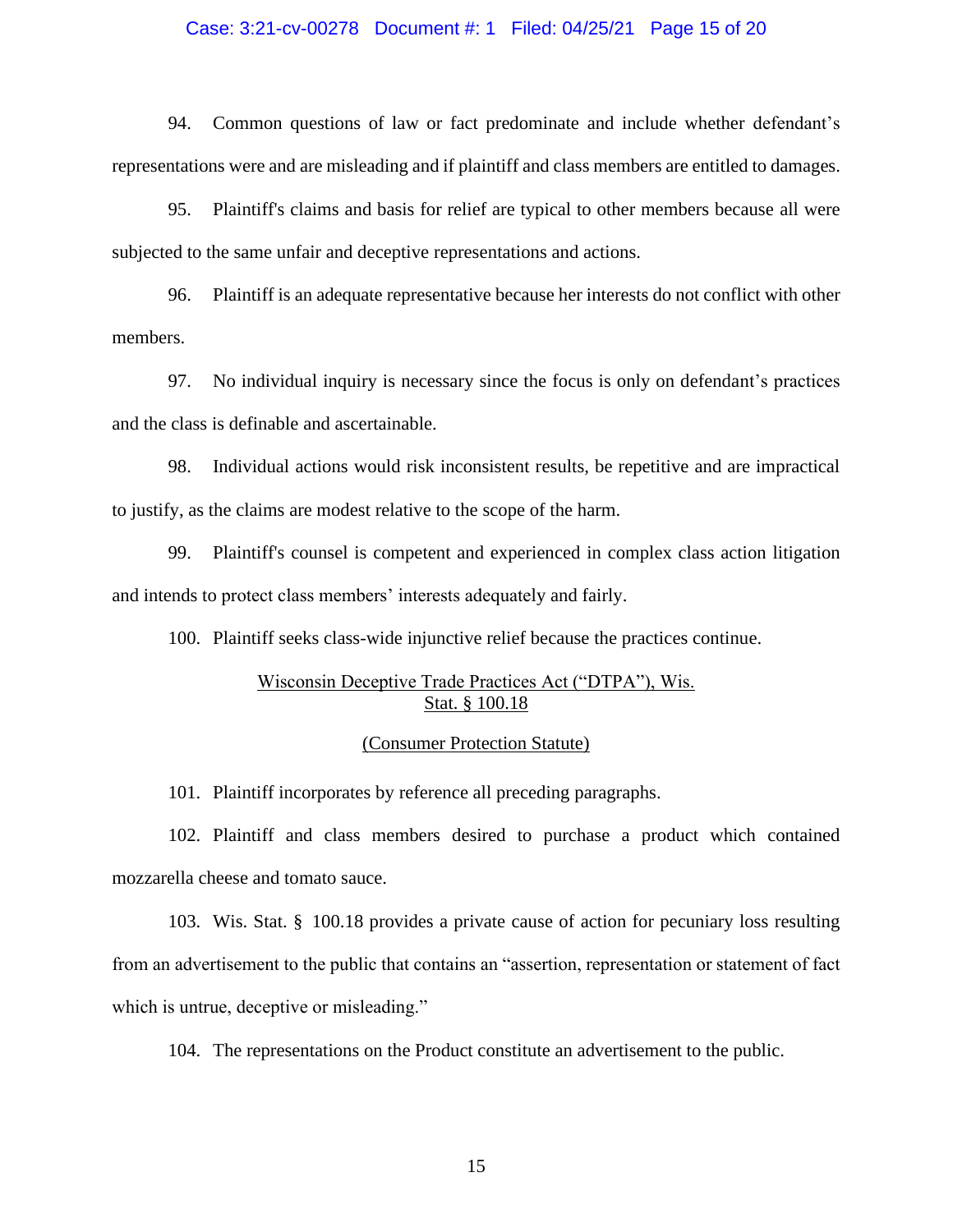94. Common questions of law or fact predominate and include whether defendant's representations were and are misleading and if plaintiff and class members are entitled to damages.

95. Plaintiff's claims and basis for relief are typical to other members because all were subjected to the same unfair and deceptive representations and actions.

96. Plaintiff is an adequate representative because her interests do not conflict with other members.

97. No individual inquiry is necessary since the focus is only on defendant's practices and the class is definable and ascertainable.

98. Individual actions would risk inconsistent results, be repetitive and are impractical to justify, as the claims are modest relative to the scope of the harm.

99. Plaintiff's counsel is competent and experienced in complex class action litigation and intends to protect class members' interests adequately and fairly.

100. Plaintiff seeks class-wide injunctive relief because the practices continue.

<u>Wisconsin Deceptive Trade Practices Act ("DTPA"), Wis. Stat. § 100.18</u>

<u>(Consumer Protection Statute)</u>

101. Plaintiff incorporates by reference all preceding paragraphs.

102. Plaintiff and class members desired to purchase a product which contained mozzarella cheese and tomato sauce.

103. Wis. Stat. § 100.18 provides a private cause of action for pecuniary loss resulting from an advertisement to the public that contains an "assertion, representation or statement of fact which is untrue, deceptive or misleading."

104. The representations on the Product constitute an advertisement to the public.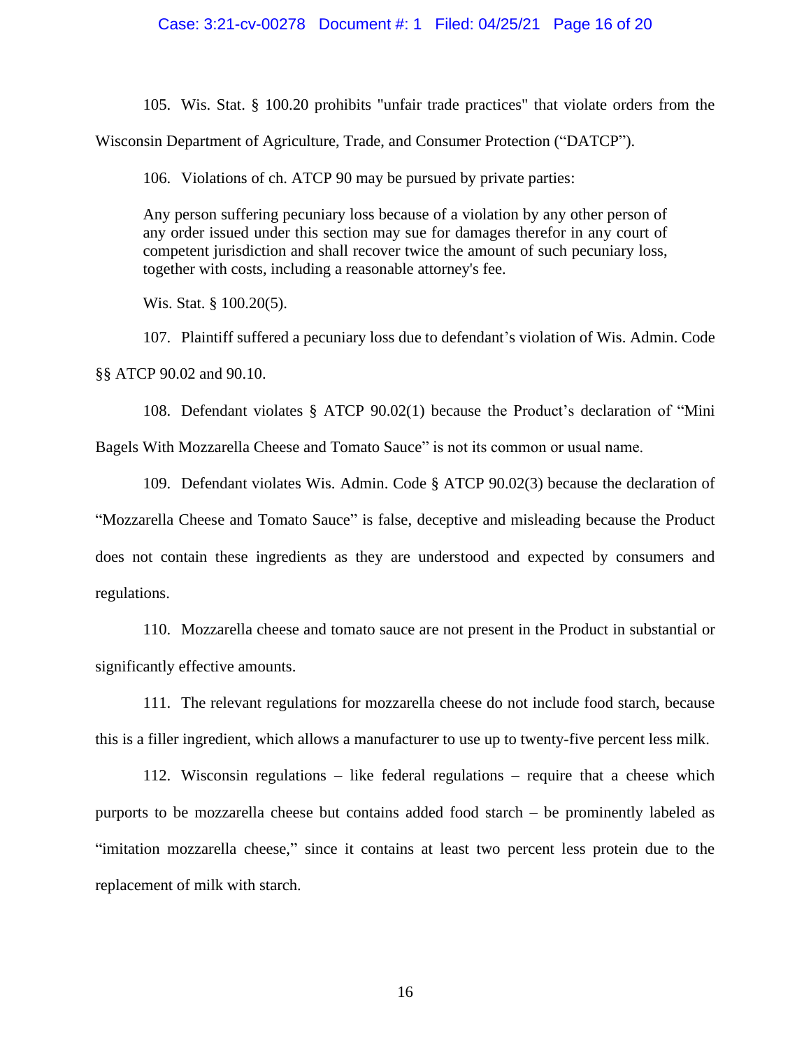105. Wis. Stat. § 100.20 prohibits "unfair trade practices" that violate orders from the Wisconsin Department of Agriculture, Trade, and Consumer Protection ("DATCP").

106. Violations of ch. ATCP 90 may be pursued by private parties:

> Any person suffering pecuniary loss because of a violation by any other person of any order issued under this section may sue for damages therefor in any court of competent jurisdiction and shall recover twice the amount of such pecuniary loss, together with costs, including a reasonable attorney's fee.

Wis. Stat. § 100.20(5).

107. Plaintiff suffered a pecuniary loss due to defendant's violation of Wis. Admin. Code §§ ATCP 90.02 and 90.10.

108. Defendant violates § ATCP 90.02(1) because the Product's declaration of "Mini Bagels With Mozzarella Cheese and Tomato Sauce" is not its common or usual name.

109. Defendant violates Wis. Admin. Code § ATCP 90.02(3) because the declaration of "Mozzarella Cheese and Tomato Sauce" is false, deceptive and misleading because the Product does not contain these ingredients as they are understood and expected by consumers and regulations.

110. Mozzarella cheese and tomato sauce are not present in the Product in substantial or significantly effective amounts.

111. The relevant regulations for mozzarella cheese do not include food starch, because this is a filler ingredient, which allows a manufacturer to use up to twenty-five percent less milk.

112. Wisconsin regulations – like federal regulations – require that a cheese which purports to be mozzarella cheese but contains added food starch – be prominently labeled as "imitation mozzarella cheese," since it contains at least two percent less protein due to the replacement of milk with starch.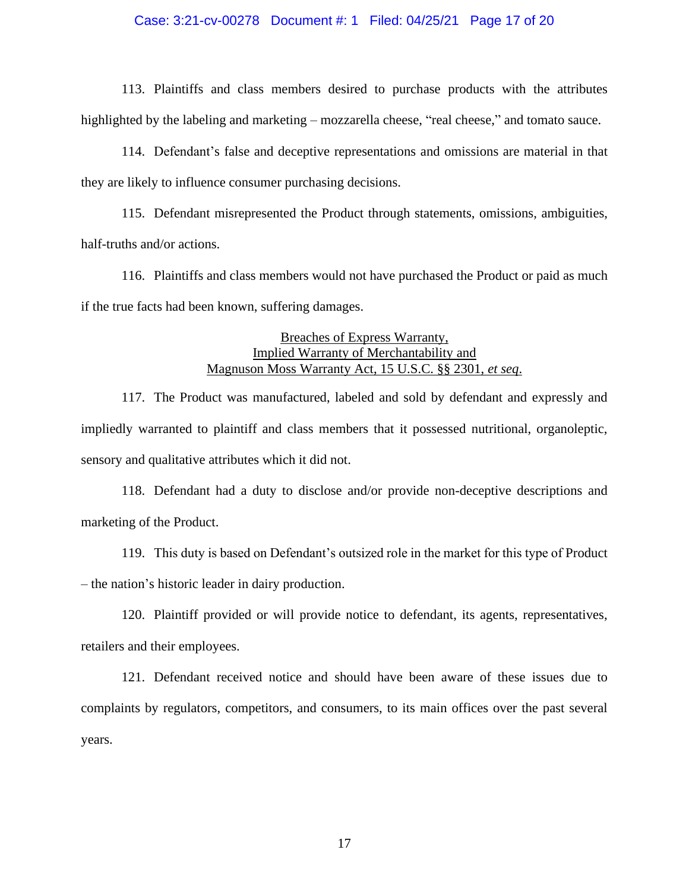113. Plaintiffs and class members desired to purchase products with the attributes highlighted by the labeling and marketing – mozzarella cheese, "real cheese," and tomato sauce.

114. Defendant's false and deceptive representations and omissions are material in that they are likely to influence consumer purchasing decisions.

115. Defendant misrepresented the Product through statements, omissions, ambiguities, half-truths and/or actions.

116. Plaintiffs and class members would not have purchased the Product or paid as much if the true facts had been known, suffering damages.

<u>Breaches of Express Warranty,</u>
<u>Implied Warranty of Merchantability and</u>
<u>Magnuson Moss Warranty Act, 15 U.S.C. §§ 2301, *et seq*.</u>

117. The Product was manufactured, labeled and sold by defendant and expressly and impliedly warranted to plaintiff and class members that it possessed nutritional, organoleptic, sensory and qualitative attributes which it did not.

118. Defendant had a duty to disclose and/or provide non-deceptive descriptions and marketing of the Product.

119. This duty is based on Defendant's outsized role in the market for this type of Product – the nation's historic leader in dairy production.

120. Plaintiff provided or will provide notice to defendant, its agents, representatives, retailers and their employees.

121. Defendant received notice and should have been aware of these issues due to complaints by regulators, competitors, and consumers, to its main offices over the past several years.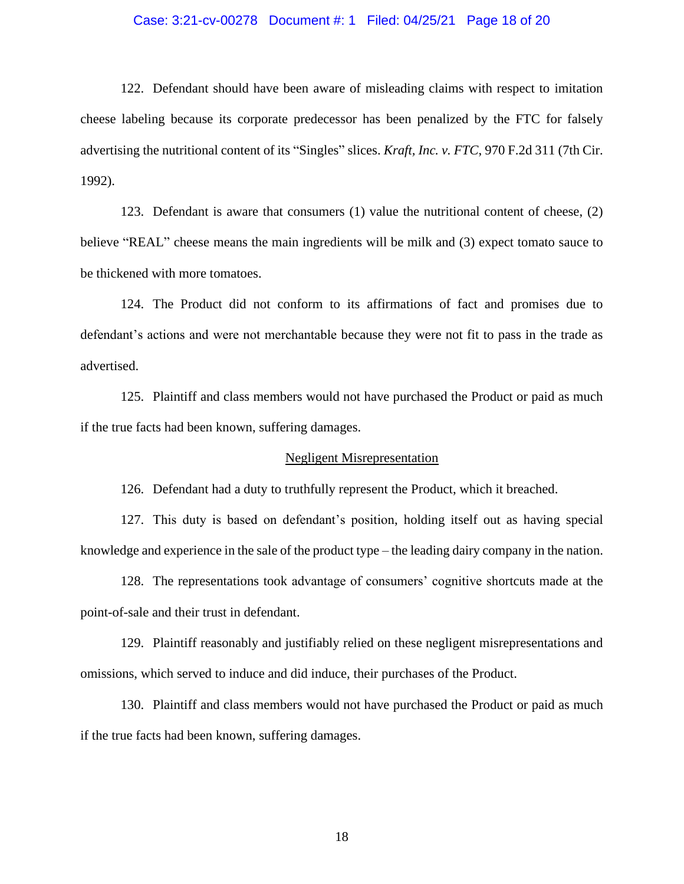122. Defendant should have been aware of misleading claims with respect to imitation cheese labeling because its corporate predecessor has been penalized by the FTC for falsely advertising the nutritional content of its "Singles" slices. *Kraft, Inc. v. FTC*, 970 F.2d 311 (7th Cir. 1992).

123. Defendant is aware that consumers (1) value the nutritional content of cheese, (2) believe "REAL" cheese means the main ingredients will be milk and (3) expect tomato sauce to be thickened with more tomatoes.

124. The Product did not conform to its affirmations of fact and promises due to defendant's actions and were not merchantable because they were not fit to pass in the trade as advertised.

125. Plaintiff and class members would not have purchased the Product or paid as much if the true facts had been known, suffering damages.

<u>Negligent Misrepresentation</u>

126. Defendant had a duty to truthfully represent the Product, which it breached.

127. This duty is based on defendant's position, holding itself out as having special knowledge and experience in the sale of the product type – the leading dairy company in the nation.

128. The representations took advantage of consumers' cognitive shortcuts made at the point-of-sale and their trust in defendant.

129. Plaintiff reasonably and justifiably relied on these negligent misrepresentations and omissions, which served to induce and did induce, their purchases of the Product.

130. Plaintiff and class members would not have purchased the Product or paid as much if the true facts had been known, suffering damages.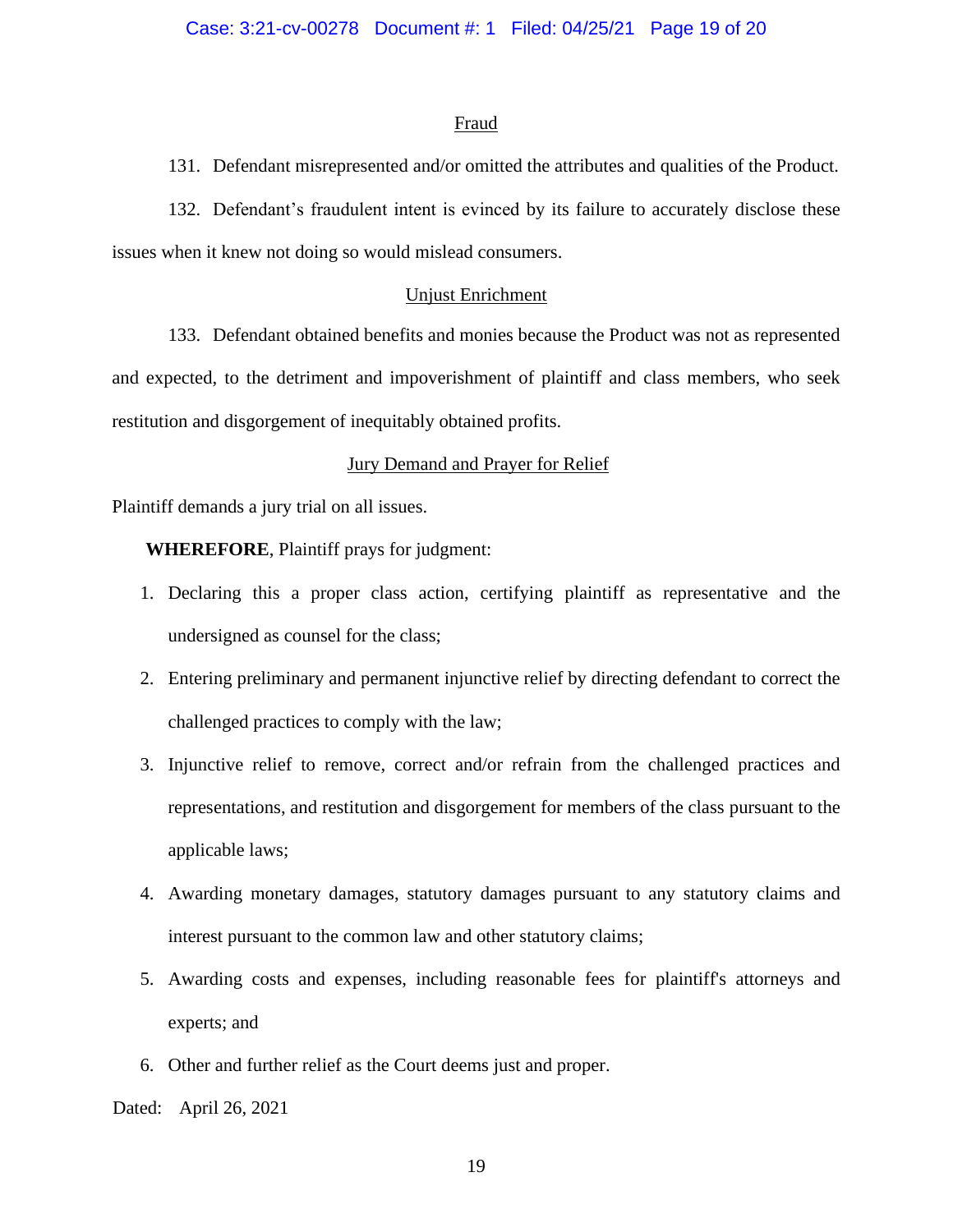## Fraud

131. Defendant misrepresented and/or omitted the attributes and qualities of the Product.

132. Defendant's fraudulent intent is evinced by its failure to accurately disclose these issues when it knew not doing so would mislead consumers.

## Unjust Enrichment

133. Defendant obtained benefits and monies because the Product was not as represented and expected, to the detriment and impoverishment of plaintiff and class members, who seek restitution and disgorgement of inequitably obtained profits.

## Jury Demand and Prayer for Relief

Plaintiff demands a jury trial on all issues.

**WHEREFORE**, Plaintiff prays for judgment:

1. Declaring this a proper class action, certifying plaintiff as representative and the undersigned as counsel for the class;
2. Entering preliminary and permanent injunctive relief by directing defendant to correct the challenged practices to comply with the law;
3. Injunctive relief to remove, correct and/or refrain from the challenged practices and representations, and restitution and disgorgement for members of the class pursuant to the applicable laws;
4. Awarding monetary damages, statutory damages pursuant to any statutory claims and interest pursuant to the common law and other statutory claims;
5. Awarding costs and expenses, including reasonable fees for plaintiff's attorneys and experts; and
6. Other and further relief as the Court deems just and proper.

Dated: April 26, 2021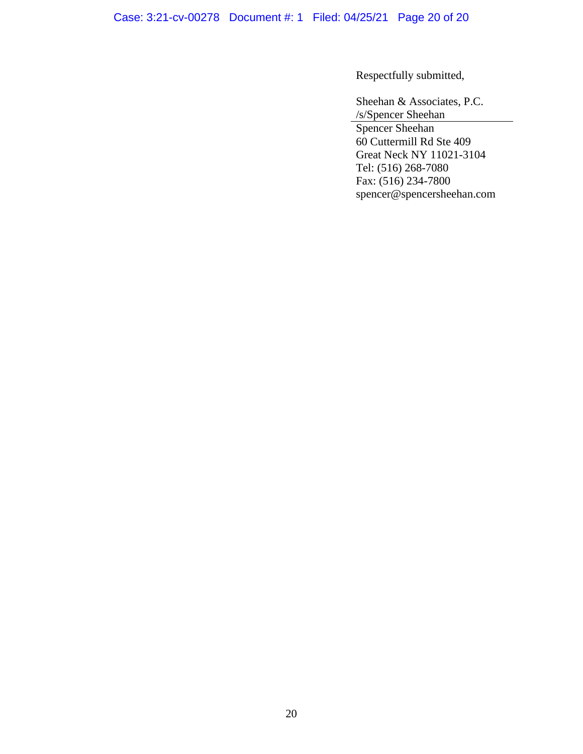Respectfully submitted,

Sheehan & Associates, P.C.
/s/Spencer Sheehan
Spencer Sheehan
60 Cuttermill Rd Ste 409
Great Neck NY 11021-3104
Tel: (516) 268-7080
Fax: (516) 234-7800
spencer@spencersheehan.com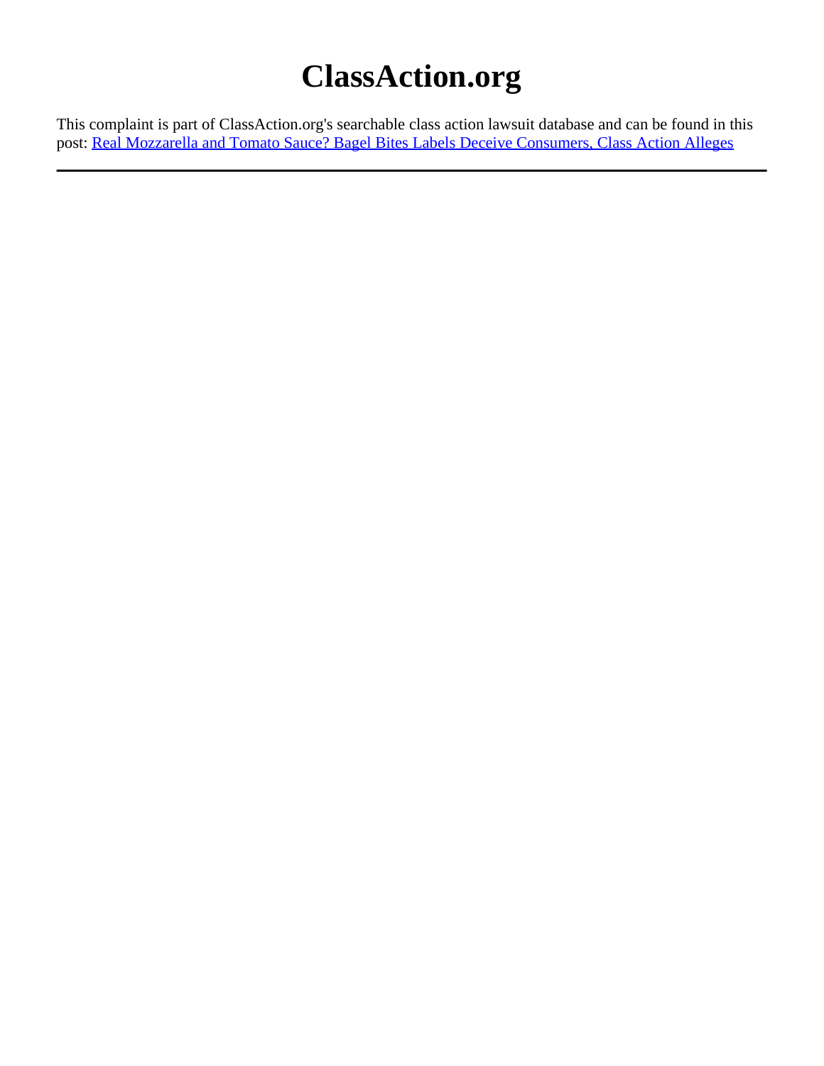# ClassAction.org

This complaint is part of ClassAction.org's searchable class action lawsuit database and can be found in this post: [Real Mozzarella and Tomato Sauce? Bagel Bites Labels Deceive Consumers, Class Action Alleges]()

---